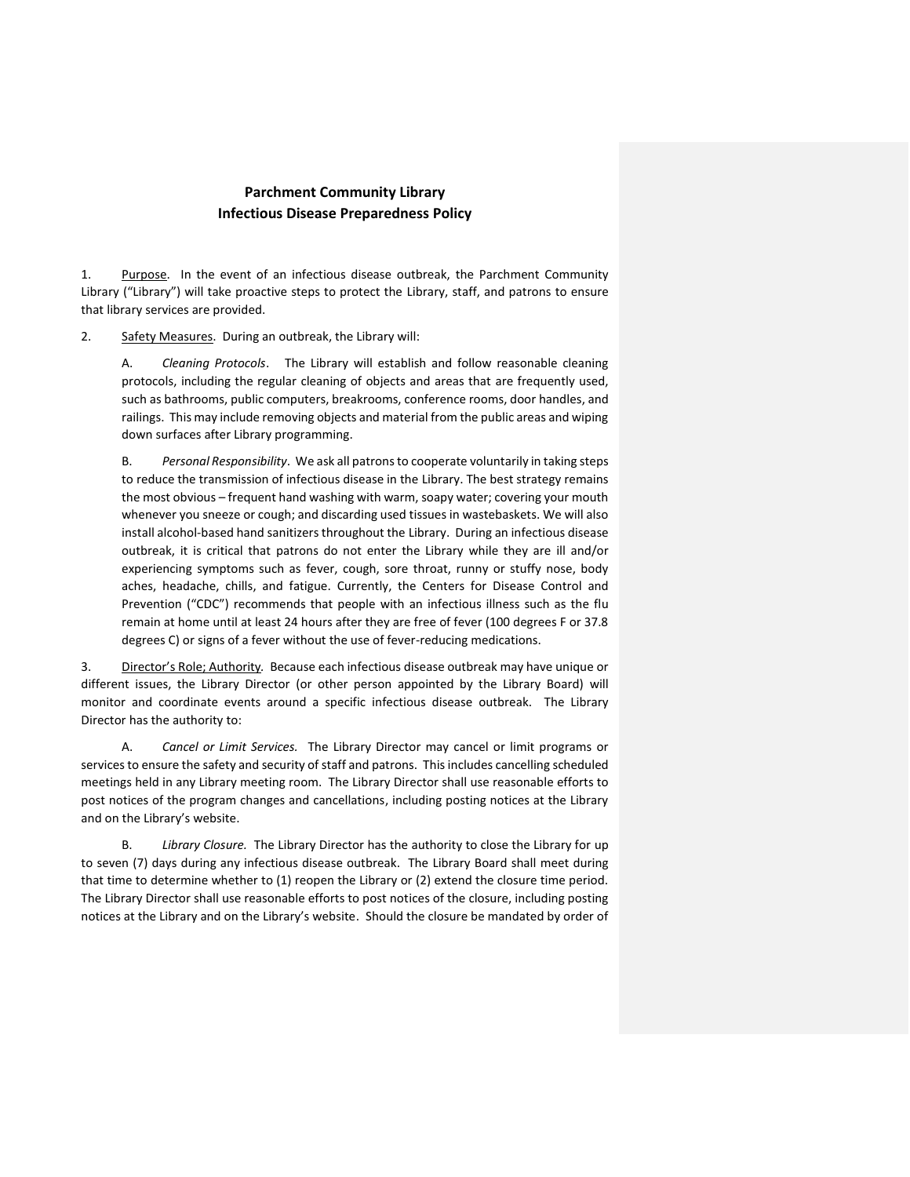# Parchment Community Library
## Infectious Disease Preparedness Policy

1. Purpose. In the event of an infectious disease outbreak, the Parchment Community Library ("Library") will take proactive steps to protect the Library, staff, and patrons to ensure that library services are provided.

2. Safety Measures. During an outbreak, the Library will:

   A. *Cleaning Protocols*. The Library will establish and follow reasonable cleaning protocols, including the regular cleaning of objects and areas that are frequently used, such as bathrooms, public computers, breakrooms, conference rooms, door handles, and railings. This may include removing objects and material from the public areas and wiping down surfaces after Library programming.

   B. *Personal Responsibility*. We ask all patrons to cooperate voluntarily in taking steps to reduce the transmission of infectious disease in the Library. The best strategy remains the most obvious – frequent hand washing with warm, soapy water; covering your mouth whenever you sneeze or cough; and discarding used tissues in wastebaskets. We will also install alcohol-based hand sanitizers throughout the Library. During an infectious disease outbreak, it is critical that patrons do not enter the Library while they are ill and/or experiencing symptoms such as fever, cough, sore throat, runny or stuffy nose, body aches, headache, chills, and fatigue. Currently, the Centers for Disease Control and Prevention ("CDC") recommends that people with an infectious illness such as the flu remain at home until at least 24 hours after they are free of fever (100 degrees F or 37.8 degrees C) or signs of a fever without the use of fever-reducing medications.

3. Director's Role; Authority. Because each infectious disease outbreak may have unique or different issues, the Library Director (or other person appointed by the Library Board) will monitor and coordinate events around a specific infectious disease outbreak. The Library Director has the authority to:

   A. *Cancel or Limit Services.* The Library Director may cancel or limit programs or services to ensure the safety and security of staff and patrons. This includes cancelling scheduled meetings held in any Library meeting room. The Library Director shall use reasonable efforts to post notices of the program changes and cancellations, including posting notices at the Library and on the Library's website.

   B. *Library Closure.* The Library Director has the authority to close the Library for up to seven (7) days during any infectious disease outbreak. The Library Board shall meet during that time to determine whether to (1) reopen the Library or (2) extend the closure time period. The Library Director shall use reasonable efforts to post notices of the closure, including posting notices at the Library and on the Library's website. Should the closure be mandated by order of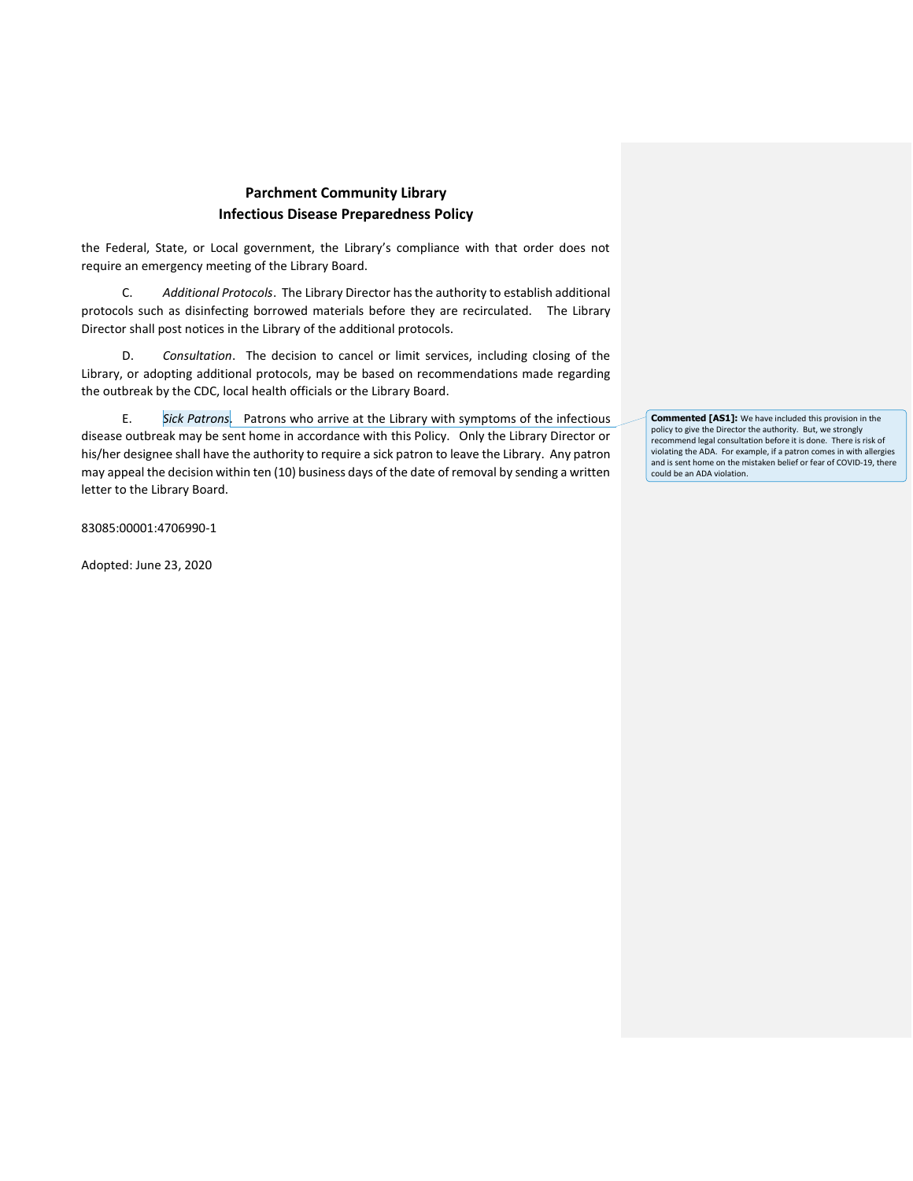the Federal, State, or Local government, the Library's compliance with that order does not require an emergency meeting of the Library Board.

C. *Additional Protocols*. The Library Director has the authority to establish additional protocols such as disinfecting borrowed materials before they are recirculated. The Library Director shall post notices in the Library of the additional protocols.

D. *Consultation*. The decision to cancel or limit services, including closing of the Library, or adopting additional protocols, may be based on recommendations made regarding the outbreak by the CDC, local health officials or the Library Board.

E. *Sick Patrons*. Patrons who arrive at the Library with symptoms of the infectious disease outbreak may be sent home in accordance with this Policy. Only the Library Director or his/her designee shall have the authority to require a sick patron to leave the Library. Any patron may appeal the decision within ten (10) business days of the date of removal by sending a written letter to the Library Board.

**Commented [AS1]:** We have included this provision in the policy to give the Director the authority. But, we strongly recommend legal consultation before it is done. There is risk of violating the ADA. For example, if a patron comes in with allergies and is sent home on the mistaken belief or fear of COVID-19, there could be an ADA violation.

83085:00001:4706990-1

Adopted: June 23, 2020